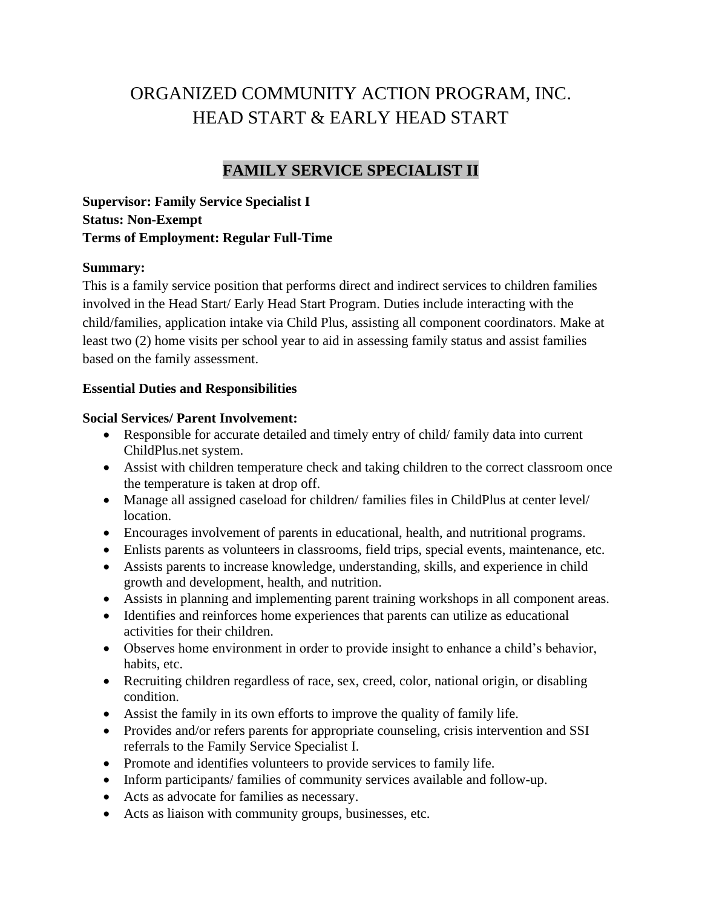# ORGANIZED COMMUNITY ACTION PROGRAM, INC.
# HEAD START & EARLY HEAD START

## FAMILY SERVICE SPECIALIST II

**Supervisor: Family Service Specialist I**
**Status: Non-Exempt**
**Terms of Employment: Regular Full-Time**

**Summary:**
This is a family service position that performs direct and indirect services to children families involved in the Head Start/ Early Head Start Program. Duties include interacting with the child/families, application intake via Child Plus, assisting all component coordinators. Make at least two (2) home visits per school year to aid in assessing family status and assist families based on the family assessment.

**Essential Duties and Responsibilities**

**Social Services/ Parent Involvement:**

- Responsible for accurate detailed and timely entry of child/ family data into current ChildPlus.net system.
- Assist with children temperature check and taking children to the correct classroom once the temperature is taken at drop off.
- Manage all assigned caseload for children/ families files in ChildPlus at center level/ location.
- Encourages involvement of parents in educational, health, and nutritional programs.
- Enlists parents as volunteers in classrooms, field trips, special events, maintenance, etc.
- Assists parents to increase knowledge, understanding, skills, and experience in child growth and development, health, and nutrition.
- Assists in planning and implementing parent training workshops in all component areas.
- Identifies and reinforces home experiences that parents can utilize as educational activities for their children.
- Observes home environment in order to provide insight to enhance a child's behavior, habits, etc.
- Recruiting children regardless of race, sex, creed, color, national origin, or disabling condition.
- Assist the family in its own efforts to improve the quality of family life.
- Provides and/or refers parents for appropriate counseling, crisis intervention and SSI referrals to the Family Service Specialist I.
- Promote and identifies volunteers to provide services to family life.
- Inform participants/ families of community services available and follow-up.
- Acts as advocate for families as necessary.
- Acts as liaison with community groups, businesses, etc.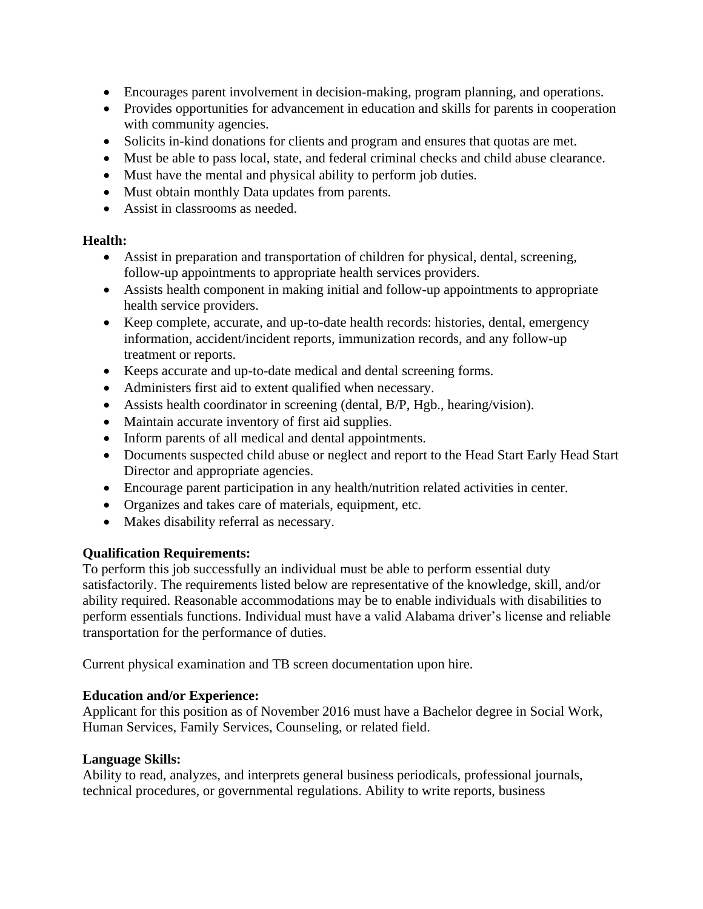- Encourages parent involvement in decision-making, program planning, and operations.
- Provides opportunities for advancement in education and skills for parents in cooperation with community agencies.
- Solicits in-kind donations for clients and program and ensures that quotas are met.
- Must be able to pass local, state, and federal criminal checks and child abuse clearance.
- Must have the mental and physical ability to perform job duties.
- Must obtain monthly Data updates from parents.
- Assist in classrooms as needed.

**Health:**

- Assist in preparation and transportation of children for physical, dental, screening, follow-up appointments to appropriate health services providers.
- Assists health component in making initial and follow-up appointments to appropriate health service providers.
- Keep complete, accurate, and up-to-date health records: histories, dental, emergency information, accident/incident reports, immunization records, and any follow-up treatment or reports.
- Keeps accurate and up-to-date medical and dental screening forms.
- Administers first aid to extent qualified when necessary.
- Assists health coordinator in screening (dental, B/P, Hgb., hearing/vision).
- Maintain accurate inventory of first aid supplies.
- Inform parents of all medical and dental appointments.
- Documents suspected child abuse or neglect and report to the Head Start Early Head Start Director and appropriate agencies.
- Encourage parent participation in any health/nutrition related activities in center.
- Organizes and takes care of materials, equipment, etc.
- Makes disability referral as necessary.

**Qualification Requirements:**

To perform this job successfully an individual must be able to perform essential duty satisfactorily. The requirements listed below are representative of the knowledge, skill, and/or ability required. Reasonable accommodations may be to enable individuals with disabilities to perform essentials functions. Individual must have a valid Alabama driver's license and reliable transportation for the performance of duties.

Current physical examination and TB screen documentation upon hire.

**Education and/or Experience:**

Applicant for this position as of November 2016 must have a Bachelor degree in Social Work, Human Services, Family Services, Counseling, or related field.

**Language Skills:**

Ability to read, analyzes, and interprets general business periodicals, professional journals, technical procedures, or governmental regulations. Ability to write reports, business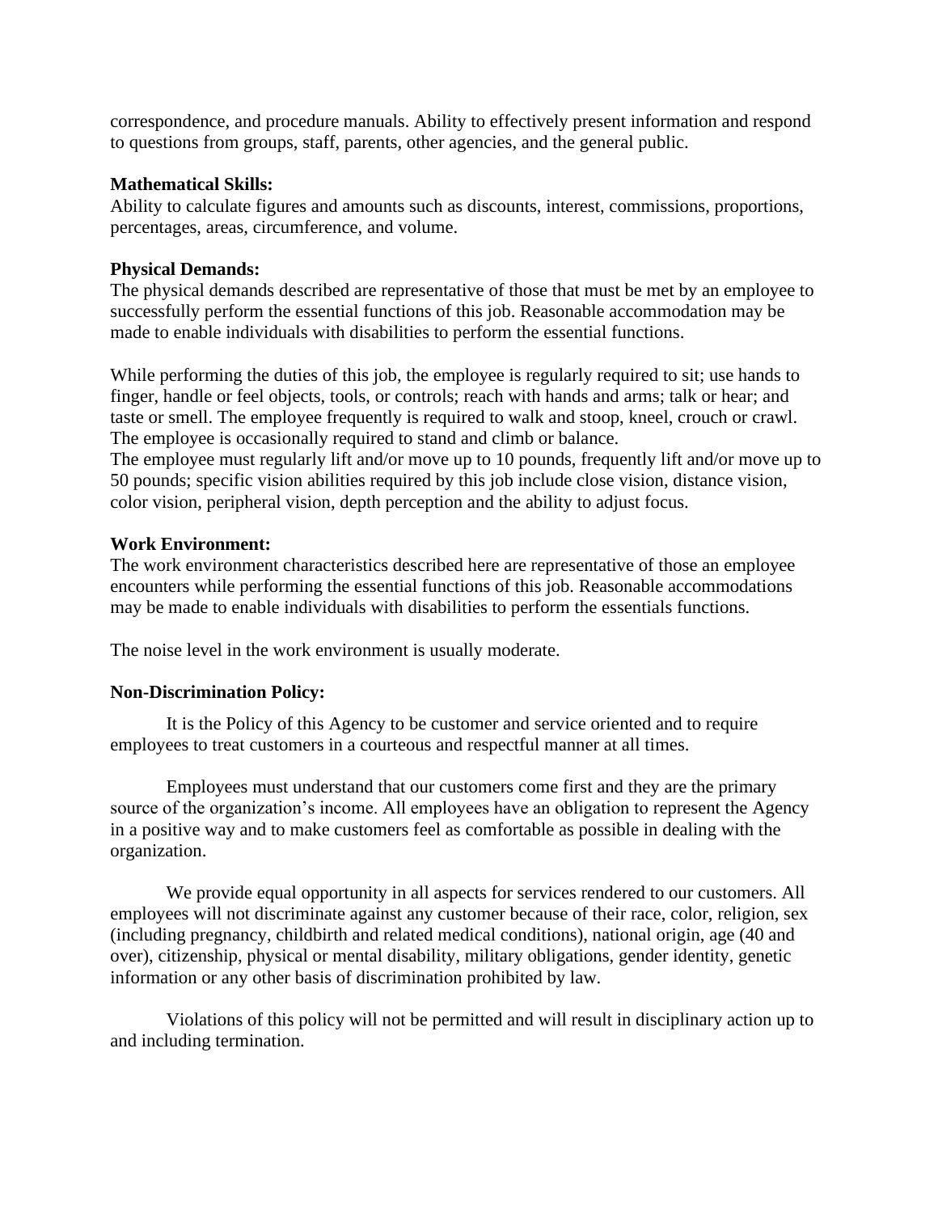correspondence, and procedure manuals. Ability to effectively present information and respond to questions from groups, staff, parents, other agencies, and the general public.

**Mathematical Skills:**
Ability to calculate figures and amounts such as discounts, interest, commissions, proportions, percentages, areas, circumference, and volume.

**Physical Demands:**
The physical demands described are representative of those that must be met by an employee to successfully perform the essential functions of this job. Reasonable accommodation may be made to enable individuals with disabilities to perform the essential functions.

While performing the duties of this job, the employee is regularly required to sit; use hands to finger, handle or feel objects, tools, or controls; reach with hands and arms; talk or hear; and taste or smell. The employee frequently is required to walk and stoop, kneel, crouch or crawl. The employee is occasionally required to stand and climb or balance.
The employee must regularly lift and/or move up to 10 pounds, frequently lift and/or move up to 50 pounds; specific vision abilities required by this job include close vision, distance vision, color vision, peripheral vision, depth perception and the ability to adjust focus.

**Work Environment:**
The work environment characteristics described here are representative of those an employee encounters while performing the essential functions of this job. Reasonable accommodations may be made to enable individuals with disabilities to perform the essentials functions.

The noise level in the work environment is usually moderate.

**Non-Discrimination Policy:**

It is the Policy of this Agency to be customer and service oriented and to require employees to treat customers in a courteous and respectful manner at all times.

Employees must understand that our customers come first and they are the primary source of the organization's income. All employees have an obligation to represent the Agency in a positive way and to make customers feel as comfortable as possible in dealing with the organization.

We provide equal opportunity in all aspects for services rendered to our customers. All employees will not discriminate against any customer because of their race, color, religion, sex (including pregnancy, childbirth and related medical conditions), national origin, age (40 and over), citizenship, physical or mental disability, military obligations, gender identity, genetic information or any other basis of discrimination prohibited by law.

Violations of this policy will not be permitted and will result in disciplinary action up to and including termination.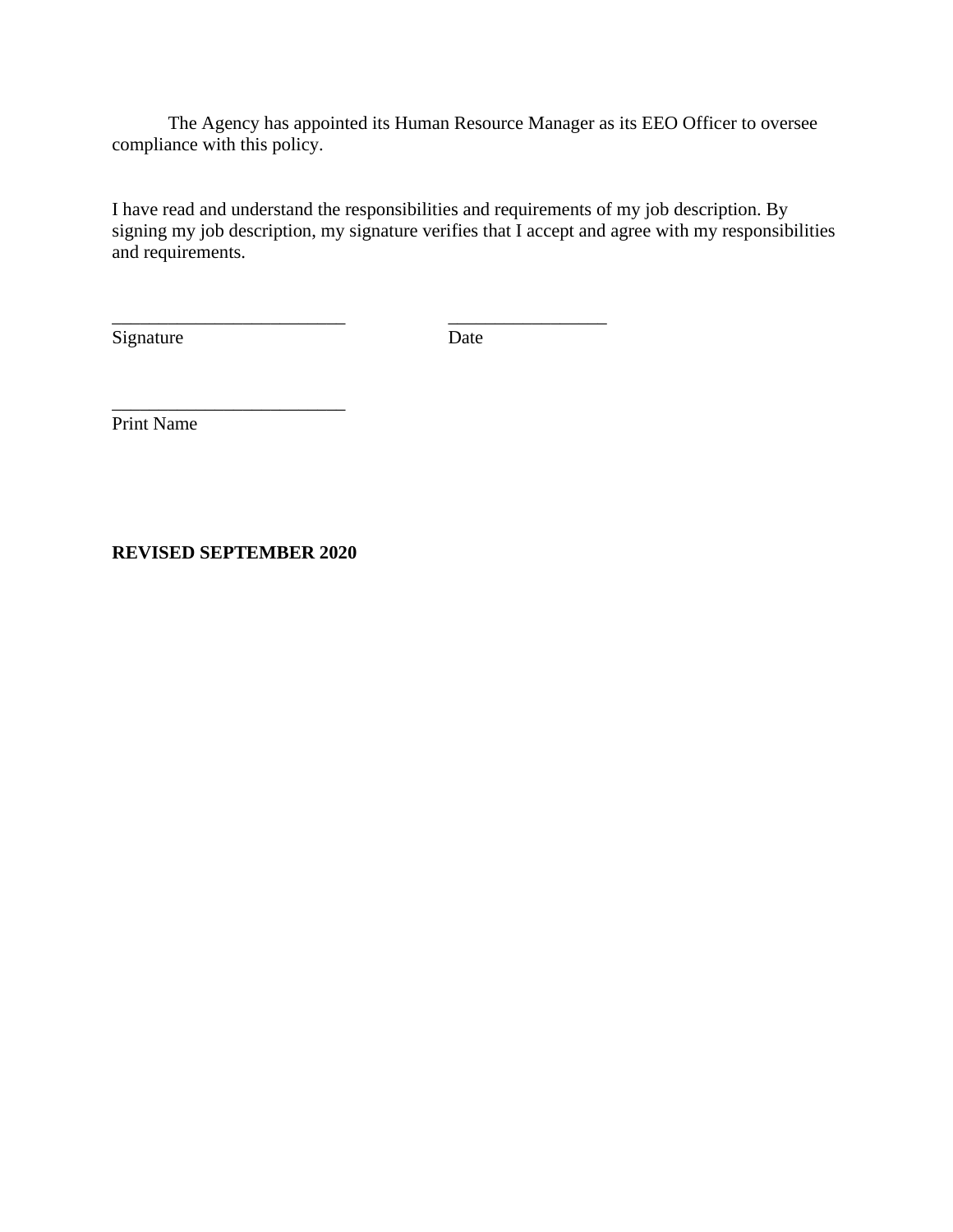The Agency has appointed its Human Resource Manager as its EEO Officer to oversee compliance with this policy.

I have read and understand the responsibilities and requirements of my job description. By signing my job description, my signature verifies that I accept and agree with my responsibilities and requirements.

_________________________ _________________
Signature Date

_________________________
Print Name

**REVISED SEPTEMBER 2020**